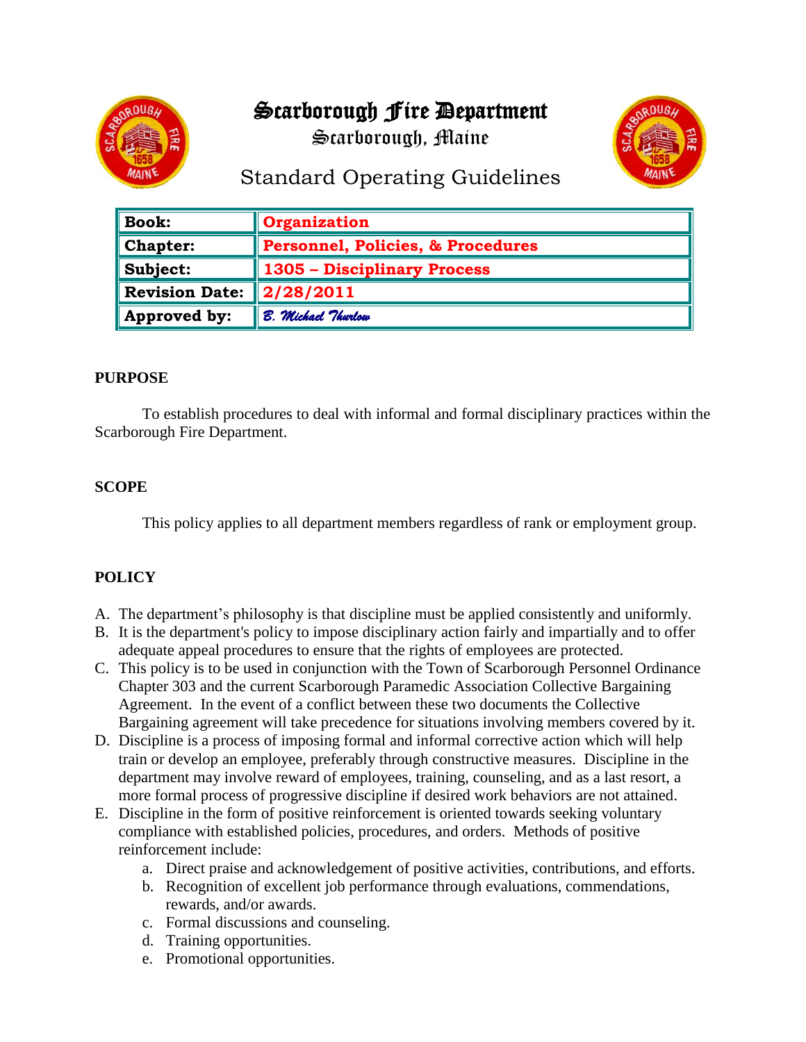# Scarborough Fire Department

## Scarborough, Maine

## Standard Operating Guidelines

| | |
|---|---|
| **Book:** | **Organization** |
| **Chapter:** | **Personnel, Policies, & Procedures** |
| **Subject:** | **1305 – Disciplinary Process** |
| **Revision Date:** | **2/28/2011** |
| **Approved by:** | *B. Michael Thurlow* |

### PURPOSE

To establish procedures to deal with informal and formal disciplinary practices within the Scarborough Fire Department.

### SCOPE

This policy applies to all department members regardless of rank or employment group.

### POLICY

A. The department's philosophy is that discipline must be applied consistently and uniformly.

B. It is the department's policy to impose disciplinary action fairly and impartially and to offer adequate appeal procedures to ensure that the rights of employees are protected.

C. This policy is to be used in conjunction with the Town of Scarborough Personnel Ordinance Chapter 303 and the current Scarborough Paramedic Association Collective Bargaining Agreement. In the event of a conflict between these two documents the Collective Bargaining agreement will take precedence for situations involving members covered by it.

D. Discipline is a process of imposing formal and informal corrective action which will help train or develop an employee, preferably through constructive measures. Discipline in the department may involve reward of employees, training, counseling, and as a last resort, a more formal process of progressive discipline if desired work behaviors are not attained.

E. Discipline in the form of positive reinforcement is oriented towards seeking voluntary compliance with established policies, procedures, and orders. Methods of positive reinforcement include:

   a. Direct praise and acknowledgement of positive activities, contributions, and efforts.
   b. Recognition of excellent job performance through evaluations, commendations, rewards, and/or awards.
   c. Formal discussions and counseling.
   d. Training opportunities.
   e. Promotional opportunities.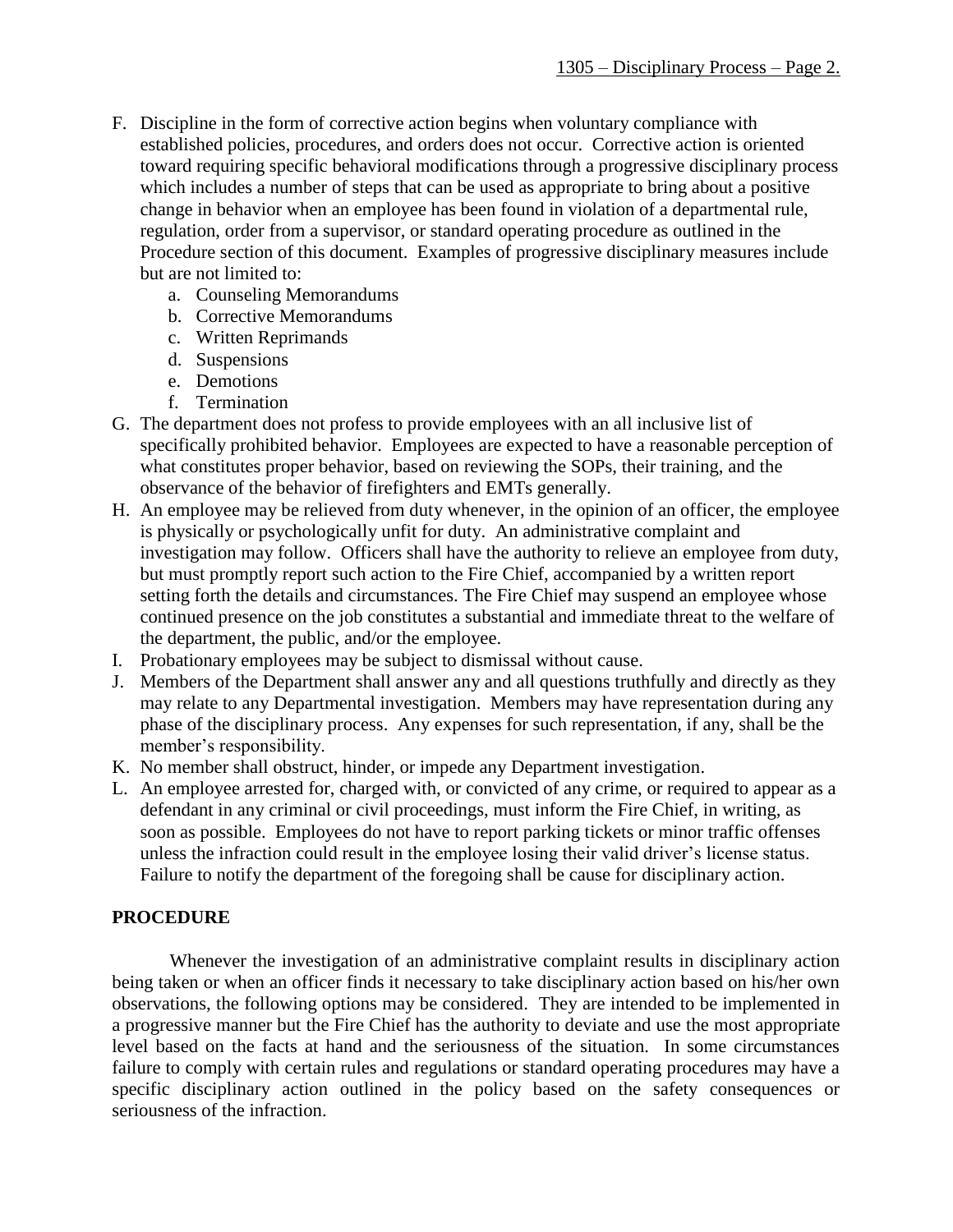F. Discipline in the form of corrective action begins when voluntary compliance with established policies, procedures, and orders does not occur. Corrective action is oriented toward requiring specific behavioral modifications through a progressive disciplinary process which includes a number of steps that can be used as appropriate to bring about a positive change in behavior when an employee has been found in violation of a departmental rule, regulation, order from a supervisor, or standard operating procedure as outlined in the Procedure section of this document. Examples of progressive disciplinary measures include but are not limited to:
   a. Counseling Memorandums
   b. Corrective Memorandums
   c. Written Reprimands
   d. Suspensions
   e. Demotions
   f. Termination

G. The department does not profess to provide employees with an all inclusive list of specifically prohibited behavior. Employees are expected to have a reasonable perception of what constitutes proper behavior, based on reviewing the SOPs, their training, and the observance of the behavior of firefighters and EMTs generally.

H. An employee may be relieved from duty whenever, in the opinion of an officer, the employee is physically or psychologically unfit for duty. An administrative complaint and investigation may follow. Officers shall have the authority to relieve an employee from duty, but must promptly report such action to the Fire Chief, accompanied by a written report setting forth the details and circumstances. The Fire Chief may suspend an employee whose continued presence on the job constitutes a substantial and immediate threat to the welfare of the department, the public, and/or the employee.

I. Probationary employees may be subject to dismissal without cause.

J. Members of the Department shall answer any and all questions truthfully and directly as they may relate to any Departmental investigation. Members may have representation during any phase of the disciplinary process. Any expenses for such representation, if any, shall be the member's responsibility.

K. No member shall obstruct, hinder, or impede any Department investigation.

L. An employee arrested for, charged with, or convicted of any crime, or required to appear as a defendant in any criminal or civil proceedings, must inform the Fire Chief, in writing, as soon as possible. Employees do not have to report parking tickets or minor traffic offenses unless the infraction could result in the employee losing their valid driver's license status. Failure to notify the department of the foregoing shall be cause for disciplinary action.

## PROCEDURE

Whenever the investigation of an administrative complaint results in disciplinary action being taken or when an officer finds it necessary to take disciplinary action based on his/her own observations, the following options may be considered. They are intended to be implemented in a progressive manner but the Fire Chief has the authority to deviate and use the most appropriate level based on the facts at hand and the seriousness of the situation. In some circumstances failure to comply with certain rules and regulations or standard operating procedures may have a specific disciplinary action outlined in the policy based on the safety consequences or seriousness of the infraction.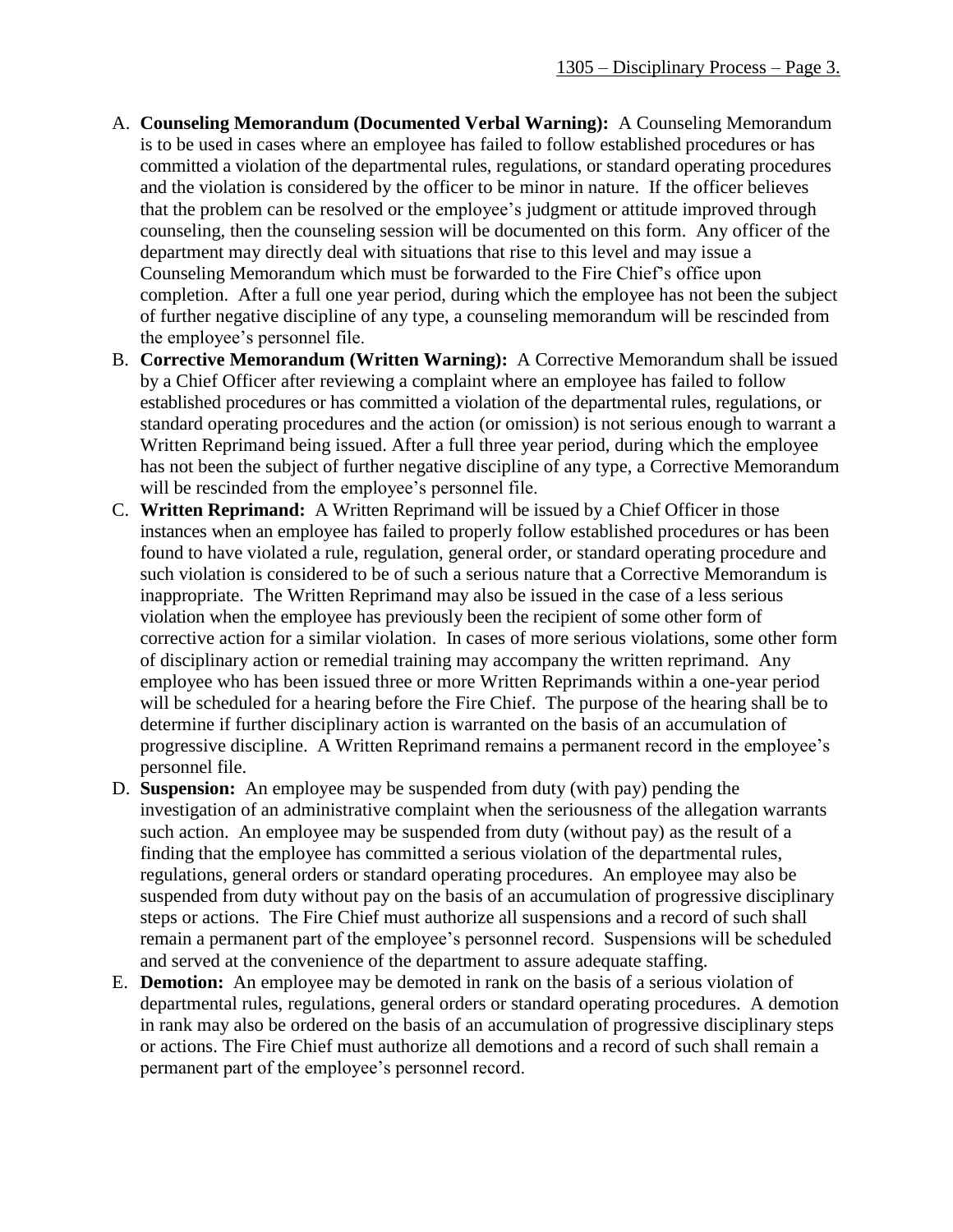A. **Counseling Memorandum (Documented Verbal Warning):** A Counseling Memorandum is to be used in cases where an employee has failed to follow established procedures or has committed a violation of the departmental rules, regulations, or standard operating procedures and the violation is considered by the officer to be minor in nature. If the officer believes that the problem can be resolved or the employee's judgment or attitude improved through counseling, then the counseling session will be documented on this form. Any officer of the department may directly deal with situations that rise to this level and may issue a Counseling Memorandum which must be forwarded to the Fire Chief's office upon completion. After a full one year period, during which the employee has not been the subject of further negative discipline of any type, a counseling memorandum will be rescinded from the employee's personnel file.

B. **Corrective Memorandum (Written Warning):** A Corrective Memorandum shall be issued by a Chief Officer after reviewing a complaint where an employee has failed to follow established procedures or has committed a violation of the departmental rules, regulations, or standard operating procedures and the action (or omission) is not serious enough to warrant a Written Reprimand being issued. After a full three year period, during which the employee has not been the subject of further negative discipline of any type, a Corrective Memorandum will be rescinded from the employee's personnel file.

C. **Written Reprimand:** A Written Reprimand will be issued by a Chief Officer in those instances when an employee has failed to properly follow established procedures or has been found to have violated a rule, regulation, general order, or standard operating procedure and such violation is considered to be of such a serious nature that a Corrective Memorandum is inappropriate. The Written Reprimand may also be issued in the case of a less serious violation when the employee has previously been the recipient of some other form of corrective action for a similar violation. In cases of more serious violations, some other form of disciplinary action or remedial training may accompany the written reprimand. Any employee who has been issued three or more Written Reprimands within a one-year period will be scheduled for a hearing before the Fire Chief. The purpose of the hearing shall be to determine if further disciplinary action is warranted on the basis of an accumulation of progressive discipline. A Written Reprimand remains a permanent record in the employee's personnel file.

D. **Suspension:** An employee may be suspended from duty (with pay) pending the investigation of an administrative complaint when the seriousness of the allegation warrants such action. An employee may be suspended from duty (without pay) as the result of a finding that the employee has committed a serious violation of the departmental rules, regulations, general orders or standard operating procedures. An employee may also be suspended from duty without pay on the basis of an accumulation of progressive disciplinary steps or actions. The Fire Chief must authorize all suspensions and a record of such shall remain a permanent part of the employee's personnel record. Suspensions will be scheduled and served at the convenience of the department to assure adequate staffing.

E. **Demotion:** An employee may be demoted in rank on the basis of a serious violation of departmental rules, regulations, general orders or standard operating procedures. A demotion in rank may also be ordered on the basis of an accumulation of progressive disciplinary steps or actions. The Fire Chief must authorize all demotions and a record of such shall remain a permanent part of the employee's personnel record.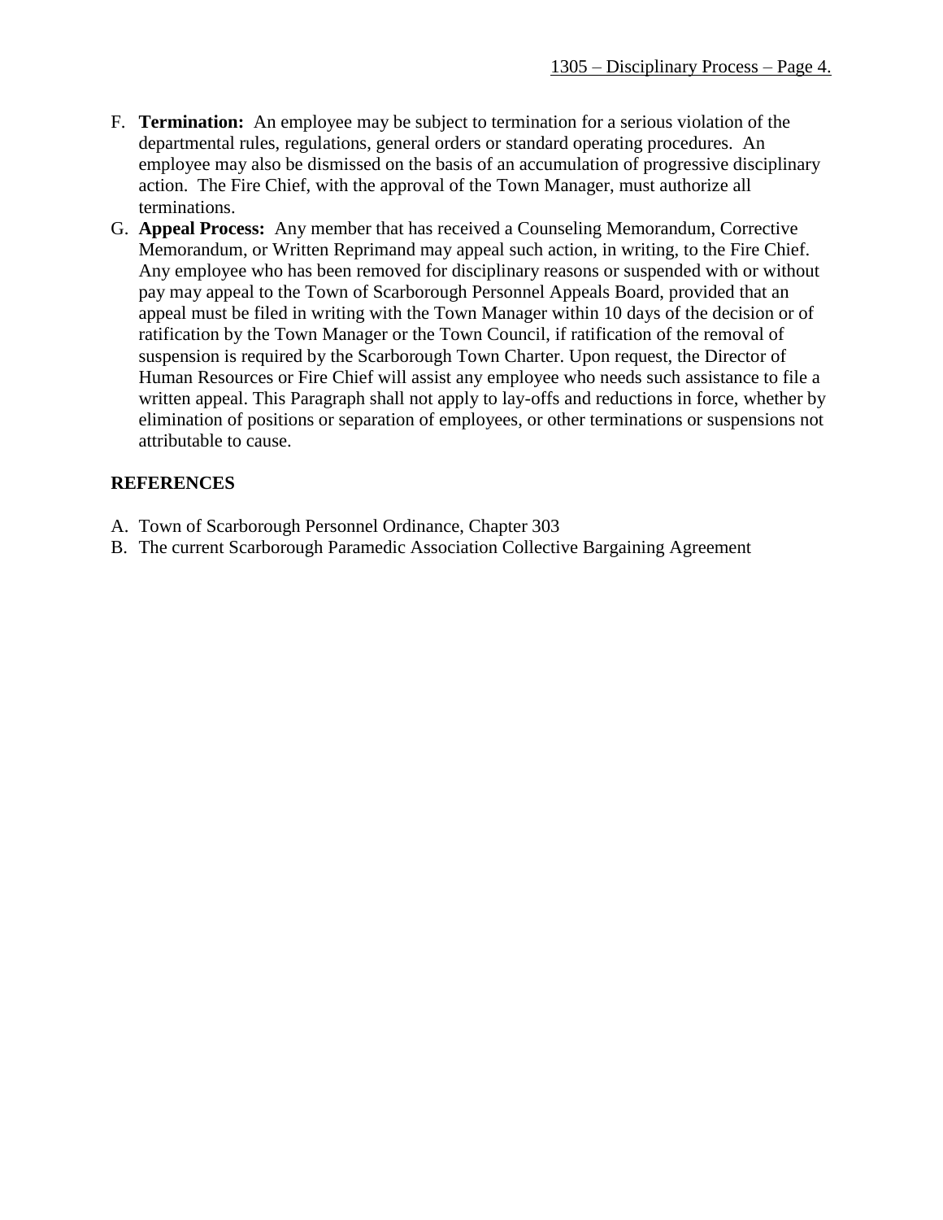F. **Termination:** An employee may be subject to termination for a serious violation of the departmental rules, regulations, general orders or standard operating procedures. An employee may also be dismissed on the basis of an accumulation of progressive disciplinary action. The Fire Chief, with the approval of the Town Manager, must authorize all terminations.

G. **Appeal Process:** Any member that has received a Counseling Memorandum, Corrective Memorandum, or Written Reprimand may appeal such action, in writing, to the Fire Chief. Any employee who has been removed for disciplinary reasons or suspended with or without pay may appeal to the Town of Scarborough Personnel Appeals Board, provided that an appeal must be filed in writing with the Town Manager within 10 days of the decision or of ratification by the Town Manager or the Town Council, if ratification of the removal of suspension is required by the Scarborough Town Charter. Upon request, the Director of Human Resources or Fire Chief will assist any employee who needs such assistance to file a written appeal. This Paragraph shall not apply to lay-offs and reductions in force, whether by elimination of positions or separation of employees, or other terminations or suspensions not attributable to cause.

**REFERENCES**

A. Town of Scarborough Personnel Ordinance, Chapter 303
B. The current Scarborough Paramedic Association Collective Bargaining Agreement